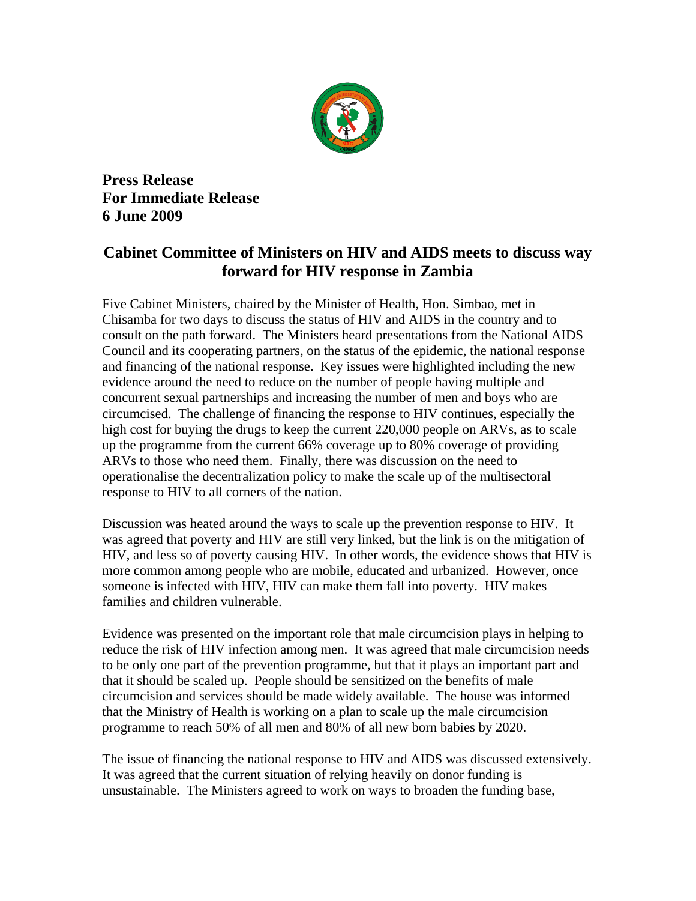**Press Release**
**For Immediate Release**
**6 June 2009**

## Cabinet Committee of Ministers on HIV and AIDS meets to discuss way forward for HIV response in Zambia

Five Cabinet Ministers, chaired by the Minister of Health, Hon. Simbao, met in Chisamba for two days to discuss the status of HIV and AIDS in the country and to consult on the path forward. The Ministers heard presentations from the National AIDS Council and its cooperating partners, on the status of the epidemic, the national response and financing of the national response. Key issues were highlighted including the new evidence around the need to reduce on the number of people having multiple and concurrent sexual partnerships and increasing the number of men and boys who are circumcised. The challenge of financing the response to HIV continues, especially the high cost for buying the drugs to keep the current 220,000 people on ARVs, as to scale up the programme from the current 66% coverage up to 80% coverage of providing ARVs to those who need them. Finally, there was discussion on the need to operationalise the decentralization policy to make the scale up of the multisectoral response to HIV to all corners of the nation.

Discussion was heated around the ways to scale up the prevention response to HIV. It was agreed that poverty and HIV are still very linked, but the link is on the mitigation of HIV, and less so of poverty causing HIV. In other words, the evidence shows that HIV is more common among people who are mobile, educated and urbanized. However, once someone is infected with HIV, HIV can make them fall into poverty. HIV makes families and children vulnerable.

Evidence was presented on the important role that male circumcision plays in helping to reduce the risk of HIV infection among men. It was agreed that male circumcision needs to be only one part of the prevention programme, but that it plays an important part and that it should be scaled up. People should be sensitized on the benefits of male circumcision and services should be made widely available. The house was informed that the Ministry of Health is working on a plan to scale up the male circumcision programme to reach 50% of all men and 80% of all new born babies by 2020.

The issue of financing the national response to HIV and AIDS was discussed extensively. It was agreed that the current situation of relying heavily on donor funding is unsustainable. The Ministers agreed to work on ways to broaden the funding base,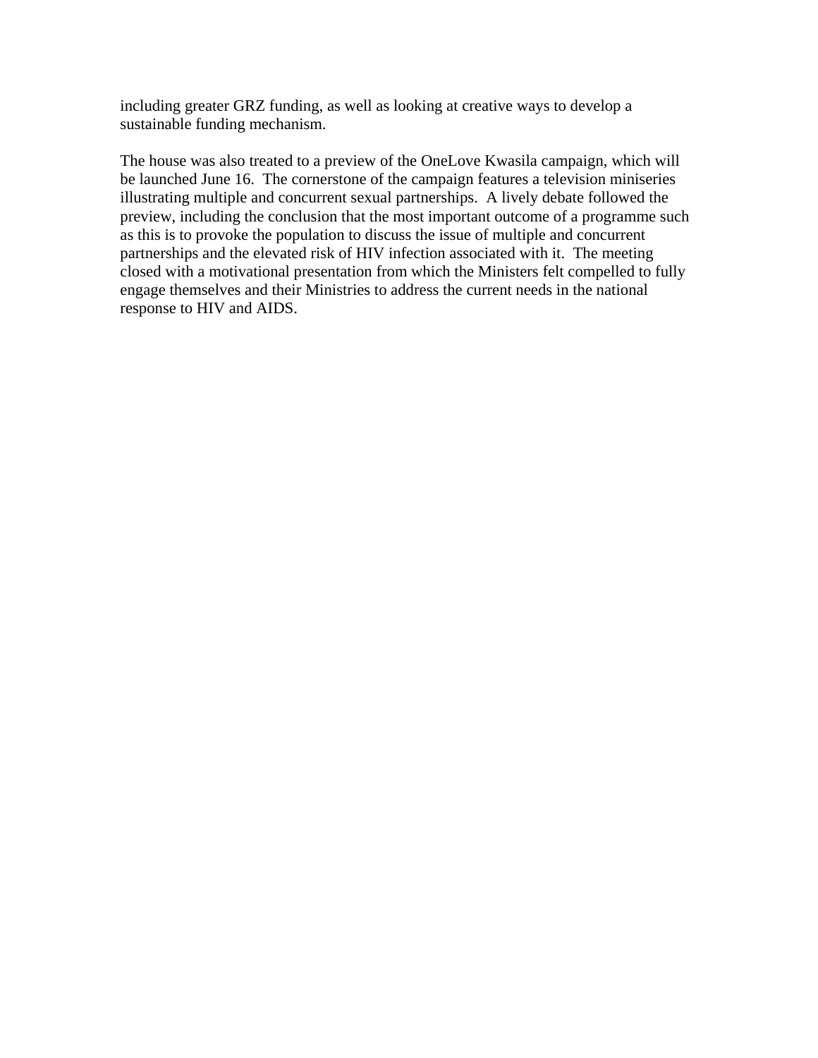including greater GRZ funding, as well as looking at creative ways to develop a sustainable funding mechanism.

The house was also treated to a preview of the OneLove Kwasila campaign, which will be launched June 16.  The cornerstone of the campaign features a television miniseries illustrating multiple and concurrent sexual partnerships.  A lively debate followed the preview, including the conclusion that the most important outcome of a programme such as this is to provoke the population to discuss the issue of multiple and concurrent partnerships and the elevated risk of HIV infection associated with it.  The meeting closed with a motivational presentation from which the Ministers felt compelled to fully engage themselves and their Ministries to address the current needs in the national response to HIV and AIDS.